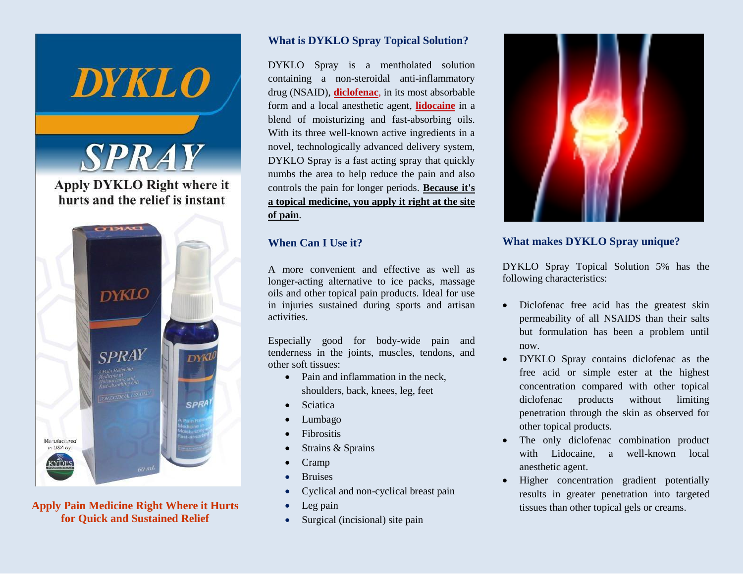# DYKLO

# SPRAY

**Apply DYKLO Right where it hurts and the relief is instant**

**Apply Pain Medicine Right Where it Hurts for Quick and Sustained Relief**

## What is DYKLO Spray Topical Solution?

DYKLO Spray is a mentholated solution containing a non-steroidal anti-inflammatory drug (NSAID), **diclofenac**, in its most absorbable form and a local anesthetic agent, **lidocaine** in a blend of moisturizing and fast-absorbing oils. With its three well-known active ingredients in a novel, technologically advanced delivery system, DYKLO Spray is a fast acting spray that quickly numbs the area to help reduce the pain and also controls the pain for longer periods. **Because it's a topical medicine, you apply it right at the site of pain**.

## When Can I Use it?

A more convenient and effective as well as longer-acting alternative to ice packs, massage oils and other topical pain products. Ideal for use in injuries sustained during sports and artisan activities.

Especially good for body-wide pain and tenderness in the joints, muscles, tendons, and other soft tissues:

- Pain and inflammation in the neck, shoulders, back, knees, leg, feet
- Sciatica
- Lumbago
- Fibrositis
- Strains & Sprains
- Cramp
- Bruises
- Cyclical and non-cyclical breast pain
- Leg pain
- Surgical (incisional) site pain

## What makes DYKLO Spray unique?

DYKLO Spray Topical Solution 5% has the following characteristics:

- Diclofenac free acid has the greatest skin permeability of all NSAIDS than their salts but formulation has been a problem until now.
- DYKLO Spray contains diclofenac as the free acid or simple ester at the highest concentration compared with other topical diclofenac products without limiting penetration through the skin as observed for other topical products.
- The only diclofenac combination product with Lidocaine, a well-known local anesthetic agent.
- Higher concentration gradient potentially results in greater penetration into targeted tissues than other topical gels or creams.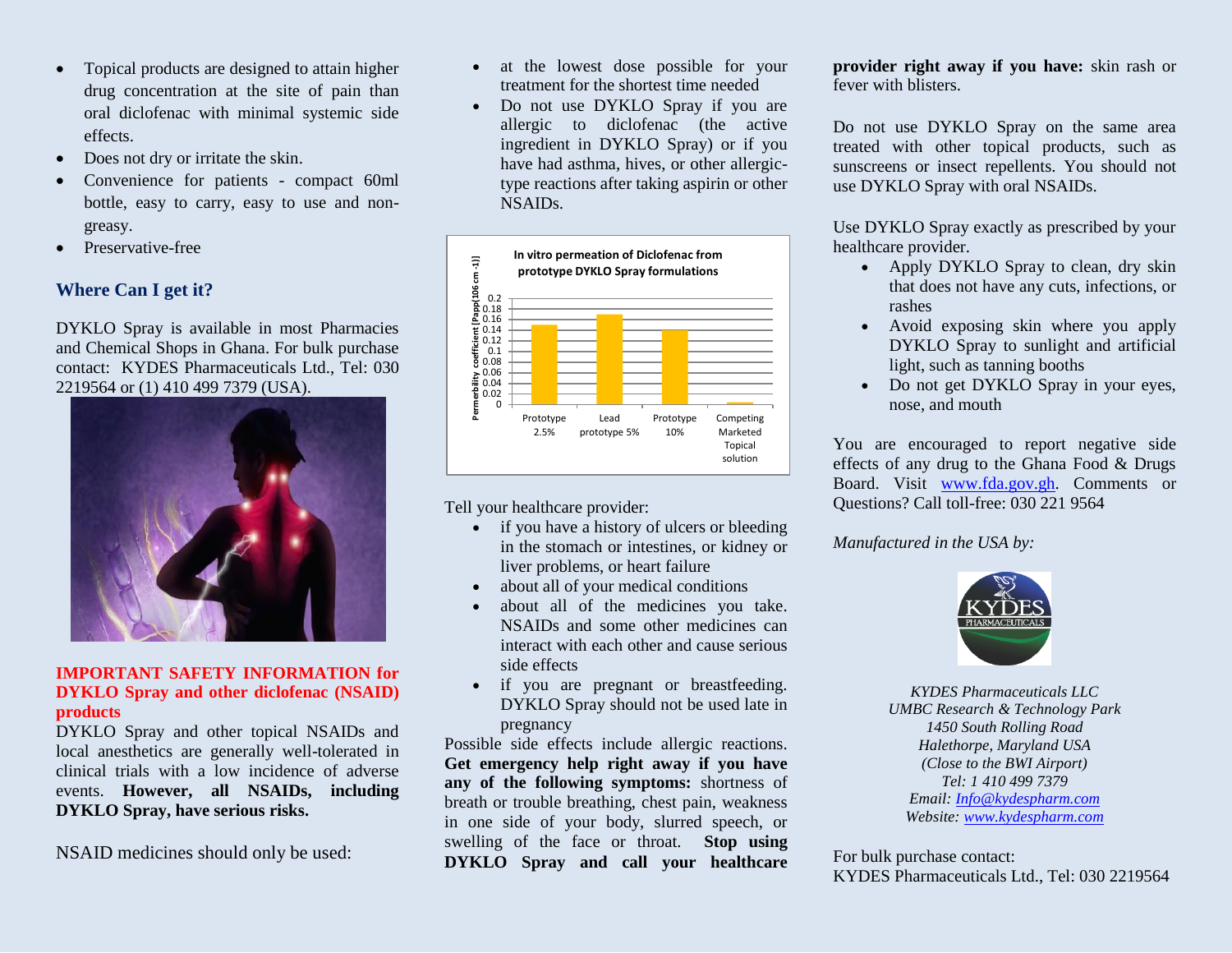- Topical products are designed to attain higher drug concentration at the site of pain than oral diclofenac with minimal systemic side effects.
- Does not dry or irritate the skin.
- Convenience for patients - compact 60ml bottle, easy to carry, easy to use and non-greasy.
- Preservative-free

## Where Can I get it?

DYKLO Spray is available in most Pharmacies and Chemical Shops in Ghana. For bulk purchase contact: KYDES Pharmaceuticals Ltd., Tel: 030 2219564 or (1) 410 499 7379 (USA).

**IMPORTANT SAFETY INFORMATION for DYKLO Spray and other diclofenac (NSAID) products**

DYKLO Spray and other topical NSAIDs and local anesthetics are generally well-tolerated in clinical trials with a low incidence of adverse events. **However, all NSAIDs, including DYKLO Spray, have serious risks.**

NSAID medicines should only be used:

- at the lowest dose possible for your treatment for the shortest time needed
- Do not use DYKLO Spray if you are allergic to diclofenac (the active ingredient in DYKLO Spray) or if you have had asthma, hives, or other allergic-type reactions after taking aspirin or other NSAIDs.

In vitro permeation of Diclofenac from prototype DYKLO Spray formulations

Permerbility coefficient [Papp(106 cm -1)]

0.2
0.18
0.16
0.14
0.12
0.1
0.08
0.06
0.04
0.02
0

Prototype 2.5%
Lead prototype 5%
Prototype 10%
Competing Marketed Topical solution

Tell your healthcare provider:

- if you have a history of ulcers or bleeding in the stomach or intestines, or kidney or liver problems, or heart failure
- about all of your medical conditions
- about all of the medicines you take. NSAIDs and some other medicines can interact with each other and cause serious side effects
- if you are pregnant or breastfeeding. DYKLO Spray should not be used late in pregnancy

Possible side effects include allergic reactions. **Get emergency help right away if you have any of the following symptoms:** shortness of breath or trouble breathing, chest pain, weakness in one side of your body, slurred speech, or swelling of the face or throat. **Stop using DYKLO Spray and call your healthcare provider right away if you have:** skin rash or fever with blisters.

Do not use DYKLO Spray on the same area treated with other topical products, such as sunscreens or insect repellents. You should not use DYKLO Spray with oral NSAIDs.

Use DYKLO Spray exactly as prescribed by your healthcare provider.

- Apply DYKLO Spray to clean, dry skin that does not have any cuts, infections, or rashes
- Avoid exposing skin where you apply DYKLO Spray to sunlight and artificial light, such as tanning booths
- Do not get DYKLO Spray in your eyes, nose, and mouth

You are encouraged to report negative side effects of any drug to the Ghana Food & Drugs Board. Visit www.fda.gov.gh. Comments or Questions? Call toll-free: 030 221 9564

*Manufactured in the USA by:*

KYDES PHARMACEUTICALS

*KYDES Pharmaceuticals LLC*
*UMBC Research & Technology Park*
*1450 South Rolling Road*
*Halethorpe, Maryland USA*
*(Close to the BWI Airport)*
*Tel: 1 410 499 7379*
*Email: Info@kydespharm.com*
*Website: www.kydespharm.com*

For bulk purchase contact:
KYDES Pharmaceuticals Ltd., Tel: 030 2219564